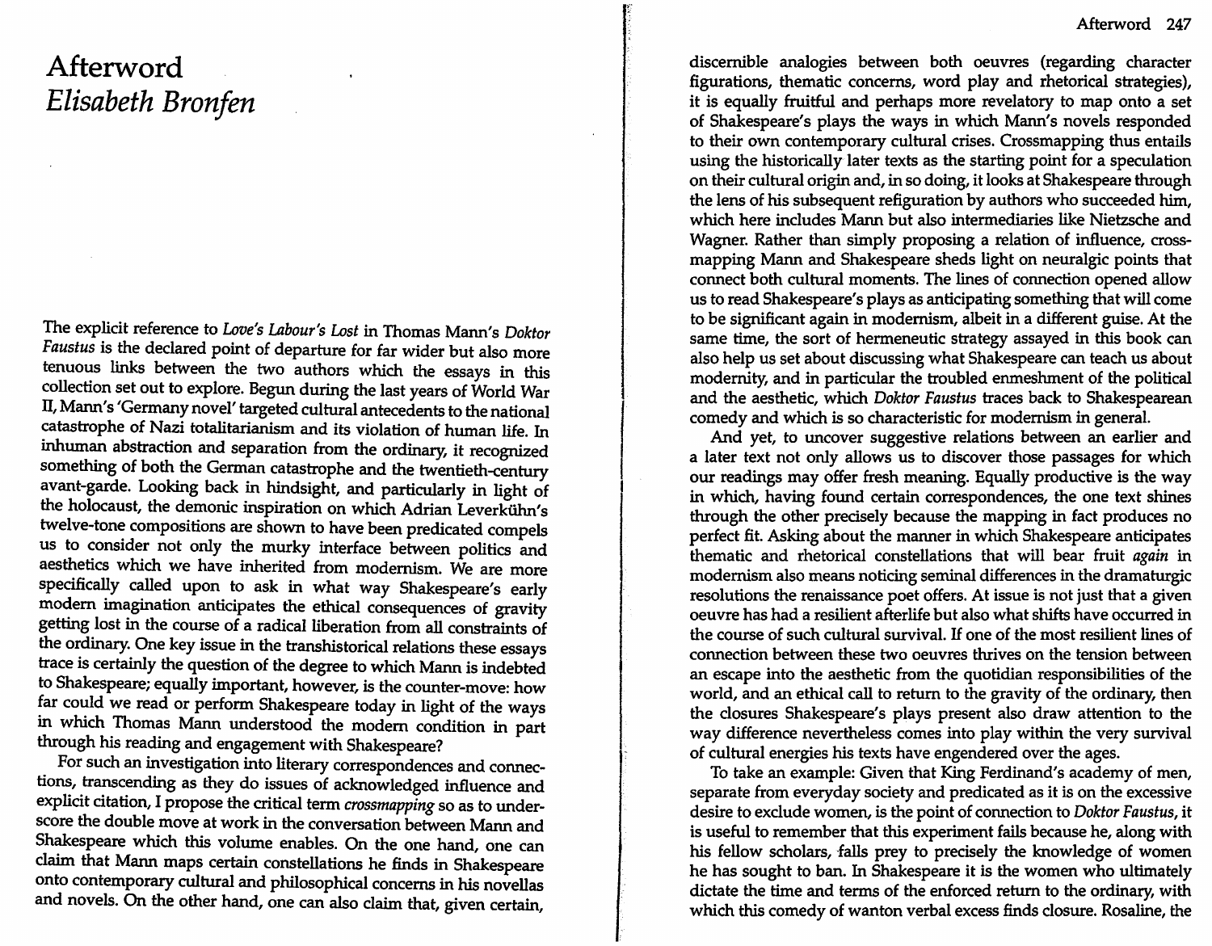# Afterword

## *Elisabeth Bronfen*

The explicit reference to *Love's Labour's Lost* in Thomas Mann's *Doktor Faustus* is the declared point of departure for far wider but also more tenuous links between the two authors which the essays in this collection set out to explore. Begun during the last years of World War II, Mann's 'Germany novel' targeted cultural antecedents to the national catastrophe of Nazi totalitarianism and its violation of human life. In inhuman abstraction and separation from the ordinary, it recognized something of both the German catastrophe and the twentieth-century avant-garde. Looking back in hindsight, and particularly in light of the holocaust, the demonic inspiration on which Adrian Leverkühn's twelve-tone compositions are shown to have been predicated compels us to consider not only the murky interface between politics and aesthetics which we have inherited from modernism. We are more specifically called upon to ask in what way Shakespeare's early modern imagination anticipates the ethical consequences of gravity getting lost in the course of a radical liberation from all constraints of the ordinary. One key issue in the transhistorical relations these essays trace is certainly the question of the degree to which Mann is indebted to Shakespeare; equally important, however, is the counter-move: how far could we read or perform Shakespeare today in light of the ways in which Thomas Mann understood the modern condition in part through his reading and engagement with Shakespeare?

For such an investigation into literary correspondences and connections, transcending as they do issues of acknowledged influence and explicit citation, I propose the critical term *crossmapping* so as to underscore the double move at work in the conversation between Mann and Shakespeare which this volume enables. On the one hand, one can claim that Mann maps certain constellations he finds in Shakespeare onto contemporary cultural and philosophical concerns in his novellas and novels. On the other hand, one can also claim that, given certain, discernible analogies between both oeuvres (regarding character figurations, thematic concerns, word play and rhetorical strategies), it is equally fruitful and perhaps more revelatory to map onto a set of Shakespeare's plays the ways in which Mann's novels responded to their own contemporary cultural crises. Crossmapping thus entails using the historically later texts as the starting point for a speculation on their cultural origin and, in so doing, it looks at Shakespeare through the lens of his subsequent refiguration by authors who succeeded him, which here includes Mann but also intermediaries like Nietzsche and Wagner. Rather than simply proposing a relation of influence, crossmapping Mann and Shakespeare sheds light on neuralgic points that connect both cultural moments. The lines of connection opened allow us to read Shakespeare's plays as anticipating something that will come to be significant again in modernism, albeit in a different guise. At the same time, the sort of hermeneutic strategy assayed in this book can also help us set about discussing what Shakespeare can teach us about modernity, and in particular the troubled enmeshment of the political and the aesthetic, which *Doktor Faustus* traces back to Shakespearean comedy and which is so characteristic for modernism in general.

And yet, to uncover suggestive relations between an earlier and a later text not only allows us to discover those passages for which our readings may offer fresh meaning. Equally productive is the way in which, having found certain correspondences, the one text shines through the other precisely because the mapping in fact produces no perfect fit. Asking about the manner in which Shakespeare anticipates thematic and rhetorical constellations that will bear fruit *again* in modernism also means noticing seminal differences in the dramaturgic resolutions the renaissance poet offers. At issue is not just that a given oeuvre has had a resilient afterlife but also what shifts have occurred in the course of such cultural survival. If one of the most resilient lines of connection between these two oeuvres thrives on the tension between an escape into the aesthetic from the quotidian responsibilities of the world, and an ethical call to return to the gravity of the ordinary, then the closures Shakespeare's plays present also draw attention to the way difference nevertheless comes into play within the very survival of cultural energies his texts have engendered over the ages.

To take an example: Given that King Ferdinand's academy of men, separate from everyday society and predicated as it is on the excessive desire to exclude women, is the point of connection to *Doktor Faustus*, it is useful to remember that this experiment fails because he, along with his fellow scholars, falls prey to precisely the knowledge of women he has sought to ban. In Shakespeare it is the women who ultimately dictate the time and terms of the enforced return to the ordinary, with which this comedy of wanton verbal excess finds closure. Rosaline, the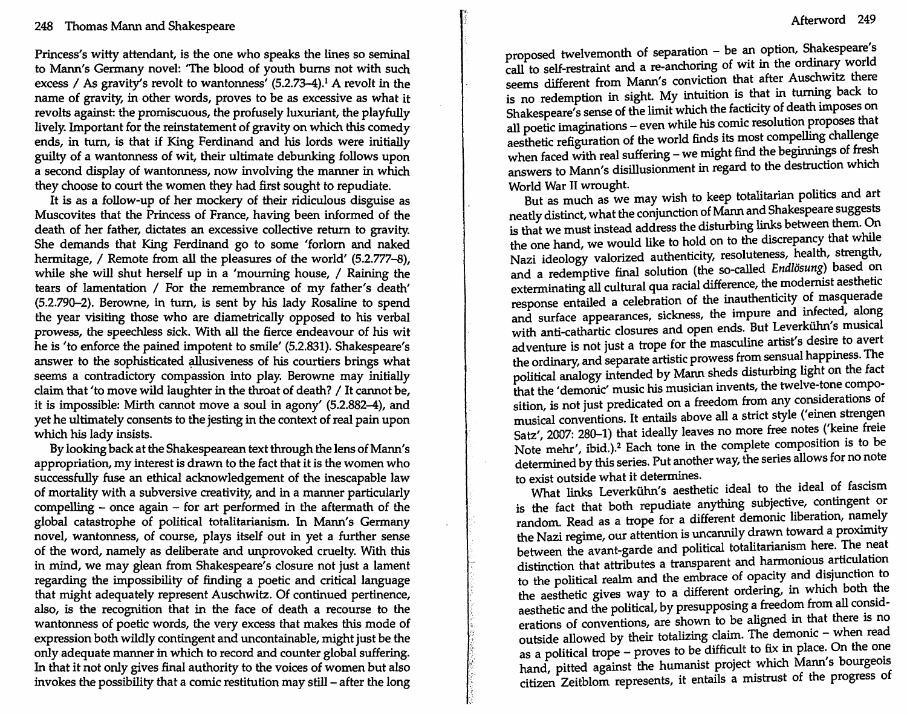Princess's witty attendant, is the one who speaks the lines so seminal to Mann's Germany novel: 'The blood of youth burns not with such excess / As gravity's revolt to wantonness' (5.2.73–4).[1] A revolt in the name of gravity, in other words, proves to be as excessive as what it revolts against: the promiscuous, the profusely luxuriant, the playfully lively. Important for the reinstatement of gravity on which this comedy ends, in turn, is that if King Ferdinand and his lords were initially guilty of a wantonness of wit, their ultimate debunking follows upon a second display of wantonness, now involving the manner in which they choose to court the women they had first sought to repudiate.

It is as a follow-up of her mockery of their ridiculous disguise as Muscovites that the Princess of France, having been informed of the death of her father, dictates an excessive collective return to gravity. She demands that King Ferdinand go to some 'forlorn and naked hermitage, / Remote from all the pleasures of the world' (5.2.777–8), while she will shut herself up in a 'mourning house, / Raining the tears of lamentation / For the remembrance of my father's death' (5.2.790–2). Berowne, in turn, is sent by his lady Rosaline to spend the year visiting those who are diametrically opposed to his verbal prowess, the speechless sick. With all the fierce endeavour of his wit he is 'to enforce the pained impotent to smile' (5.2.831). Shakespeare's answer to the sophisticated allusiveness of his courtiers brings what seems a contradictory compassion into play. Berowne may initially claim that 'to move wild laughter in the throat of death? / It cannot be, it is impossible: Mirth cannot move a soul in agony' (5.2.882–4), and yet he ultimately consents to the jesting in the context of real pain upon which his lady insists.

By looking back at the Shakespearean text through the lens of Mann's appropriation, my interest is drawn to the fact that it is the women who successfully fuse an ethical acknowledgement of the inescapable law of mortality with a subversive creativity, and in a manner particularly compelling – once again – for art performed in the aftermath of the global catastrophe of political totalitarianism. In Mann's Germany novel, wantonness, of course, plays itself out in yet a further sense of the word, namely as deliberate and unprovoked cruelty. With this in mind, we may glean from Shakespeare's closure not just a lament regarding the impossibility of finding a poetic and critical language that might adequately represent Auschwitz. Of continued pertinence, also, is the recognition that in the face of death a recourse to the wantonness of poetic words, the very excess that makes this mode of expression both wildly contingent and uncontainable, might just be the only adequate manner in which to record and counter global suffering. In that it not only gives final authority to the voices of women but also invokes the possibility that a comic restitution may still – after the long proposed twelvemonth of separation – be an option, Shakespeare's call to self-restraint and a re-anchoring of wit in the ordinary world seems different from Mann's conviction that after Auschwitz there is no redemption in sight. My intuition is that in turning back to Shakespeare's sense of the limit which the facticity of death imposes on all poetic imaginations – even while his comic resolution proposes that aesthetic refiguration of the world finds its most compelling challenge when faced with real suffering – we might find the beginnings of fresh answers to Mann's disillusionment in regard to the destruction which World War II wrought.

But as much as we may wish to keep totalitarian politics and art neatly distinct, what the conjunction of Mann and Shakespeare suggests is that we must instead address the disturbing links between them. On the one hand, we would like to hold on to the discrepancy that while Nazi ideology valorized authenticity, resoluteness, health, strength, and a redemptive final solution (the so-called *Endlösung*) based on exterminating all cultural qua racial difference, the modernist aesthetic response entailed a celebration of the inauthenticity of masquerade and surface appearances, sickness, the impure and infected, along with anti-cathartic closures and open ends. But Leverkühn's musical adventure is not just a trope for the masculine artist's desire to avert the ordinary, and separate artistic prowess from sensual happiness. The political analogy intended by Mann sheds disturbing light on the fact that the 'demonic' music his musician invents, the twelve-tone composition, is not just predicated on a freedom from any considerations of musical conventions. It entails above all a strict style ('einen strengen Satz', 2007: 280–1) that ideally leaves no more free notes ('keine freie Note mehr', ibid.).[2] Each tone in the complete composition is to be determined by this series. Put another way, the series allows for no note to exist outside what it determines.

What links Leverkühn's aesthetic ideal to the ideal of fascism is the fact that both repudiate anything subjective, contingent or random. Read as a trope for a different demonic liberation, namely the Nazi regime, our attention is uncannily drawn toward a proximity between the avant-garde and political totalitarianism here. The neat distinction that attributes a transparent and harmonious articulation to the political realm and the embrace of opacity and disjunction to the aesthetic gives way to a different ordering, in which both the aesthetic and the political, by presupposing a freedom from all considerations of conventions, are shown to be aligned in that there is no outside allowed by their totalizing claim. The demonic – when read as a political trope – proves to be difficult to fix in place. On the one hand, pitted against the humanist project which Mann's bourgeois citizen Zeitblom represents, it entails a mistrust of the progress of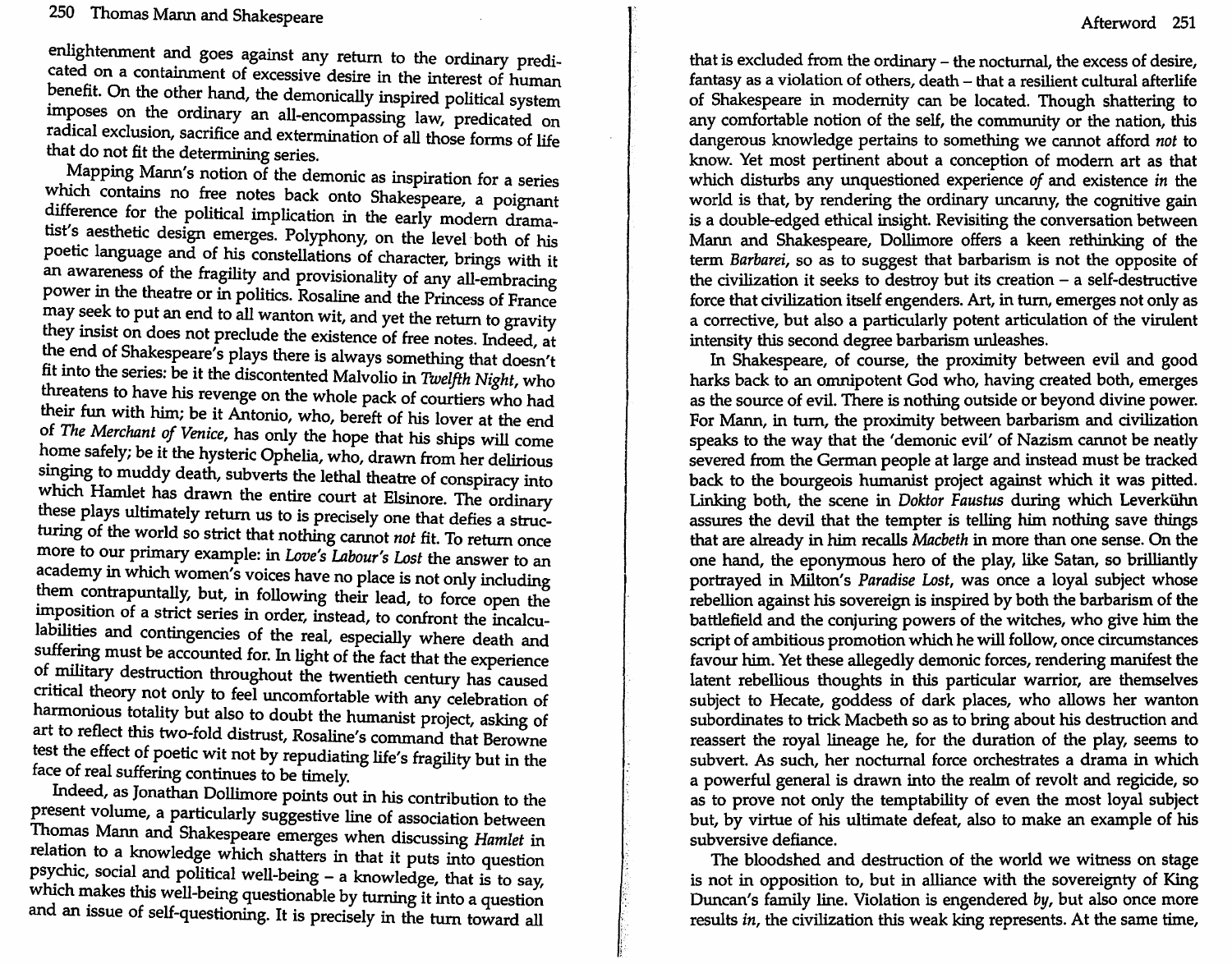enlightenment and goes against any return to the ordinary predicated on a containment of excessive desire in the interest of human benefit. On the other hand, the demonically inspired political system imposes on the ordinary an all-encompassing law, predicated on radical exclusion, sacrifice and extermination of all those forms of life that do not fit the determining series.

Mapping Mann's notion of the demonic as inspiration for a series which contains no free notes back onto Shakespeare, a poignant difference for the political implication in the early modern dramatist's aesthetic design emerges. Polyphony, on the level both of his poetic language and of his constellations of character, brings with it an awareness of the fragility and provisionality of any all-embracing power in the theatre or in politics. Rosaline and the Princess of France may seek to put an end to all wanton wit, and yet the return to gravity they insist on does not preclude the existence of free notes. Indeed, at the end of Shakespeare's plays there is always something that doesn't fit into the series: be it the discontented Malvolio in *Twelfth Night*, who threatens to have his revenge on the whole pack of courtiers who had their fun with him; be it Antonio, who, bereft of his lover at the end of *The Merchant of Venice*, has only the hope that his ships will come home safely; be it the hysteric Ophelia, who, drawn from her delirious singing to muddy death, subverts the lethal theatre of conspiracy into which Hamlet has drawn the entire court at Elsinore. The ordinary these plays ultimately return us to is precisely one that defies a structuring of the world so strict that nothing cannot *not* fit. To return once more to our primary example: in *Love's Labour's Lost* the answer to an academy in which women's voices have no place is not only including them contrapuntally, but, in following their lead, to force open the imposition of a strict series in order, instead, to confront the incalculabilities and contingencies of the real, especially where death and suffering must be accounted for. In light of the fact that the experience of military destruction throughout the twentieth century has caused critical theory not only to feel uncomfortable with any celebration of harmonious totality but also to doubt the humanist project, asking of art to reflect this two-fold distrust, Rosaline's command that Berowne test the effect of poetic wit not by repudiating life's fragility but in the face of real suffering continues to be timely.

Indeed, as Jonathan Dollimore points out in his contribution to the present volume, a particularly suggestive line of association between Thomas Mann and Shakespeare emerges when discussing *Hamlet* in relation to a knowledge which shatters in that it puts into question psychic, social and political well-being – a knowledge, that is to say, which makes this well-being questionable by turning it into a question and an issue of self-questioning. It is precisely in the turn toward all that is excluded from the ordinary – the nocturnal, the excess of desire, fantasy as a violation of others, death – that a resilient cultural afterlife of Shakespeare in modernity can be located. Though shattering to any comfortable notion of the self, the community or the nation, this dangerous knowledge pertains to something we cannot afford *not* to know. Yet most pertinent about a conception of modern art as that which disturbs any unquestioned experience *of* and existence *in* the world is that, by rendering the ordinary uncanny, the cognitive gain is a double-edged ethical insight. Revisiting the conversation between Mann and Shakespeare, Dollimore offers a keen rethinking of the term *Barbarei*, so as to suggest that barbarism is not the opposite of the civilization it seeks to destroy but its creation – a self-destructive force that civilization itself engenders. Art, in turn, emerges not only as a corrective, but also a particularly potent articulation of the virulent intensity this second degree barbarism unleashes.

In Shakespeare, of course, the proximity between evil and good harks back to an omnipotent God who, having created both, emerges as the source of evil. There is nothing outside or beyond divine power. For Mann, in turn, the proximity between barbarism and civilization speaks to the way that the 'demonic evil' of Nazism cannot be neatly severed from the German people at large and instead must be tracked back to the bourgeois humanist project against which it was pitted. Linking both, the scene in *Doktor Faustus* during which Leverkühn assures the devil that the tempter is telling him nothing save things that are already in him recalls *Macbeth* in more than one sense. On the one hand, the eponymous hero of the play, like Satan, so brilliantly portrayed in Milton's *Paradise Lost*, was once a loyal subject whose rebellion against his sovereign is inspired by both the barbarism of the battlefield and the conjuring powers of the witches, who give him the script of ambitious promotion which he will follow, once circumstances favour him. Yet these allegedly demonic forces, rendering manifest the latent rebellious thoughts in this particular warrior, are themselves subject to Hecate, goddess of dark places, who allows her wanton subordinates to trick Macbeth so as to bring about his destruction and reassert the royal lineage he, for the duration of the play, seems to subvert. As such, her nocturnal force orchestrates a drama in which a powerful general is drawn into the realm of revolt and regicide, so as to prove not only the temptability of even the most loyal subject but, by virtue of his ultimate defeat, also to make an example of his subversive defiance.

The bloodshed and destruction of the world we witness on stage is not in opposition to, but in alliance with the sovereignty of King Duncan's family line. Violation is engendered *by*, but also once more results *in*, the civilization this weak king represents. At the same time,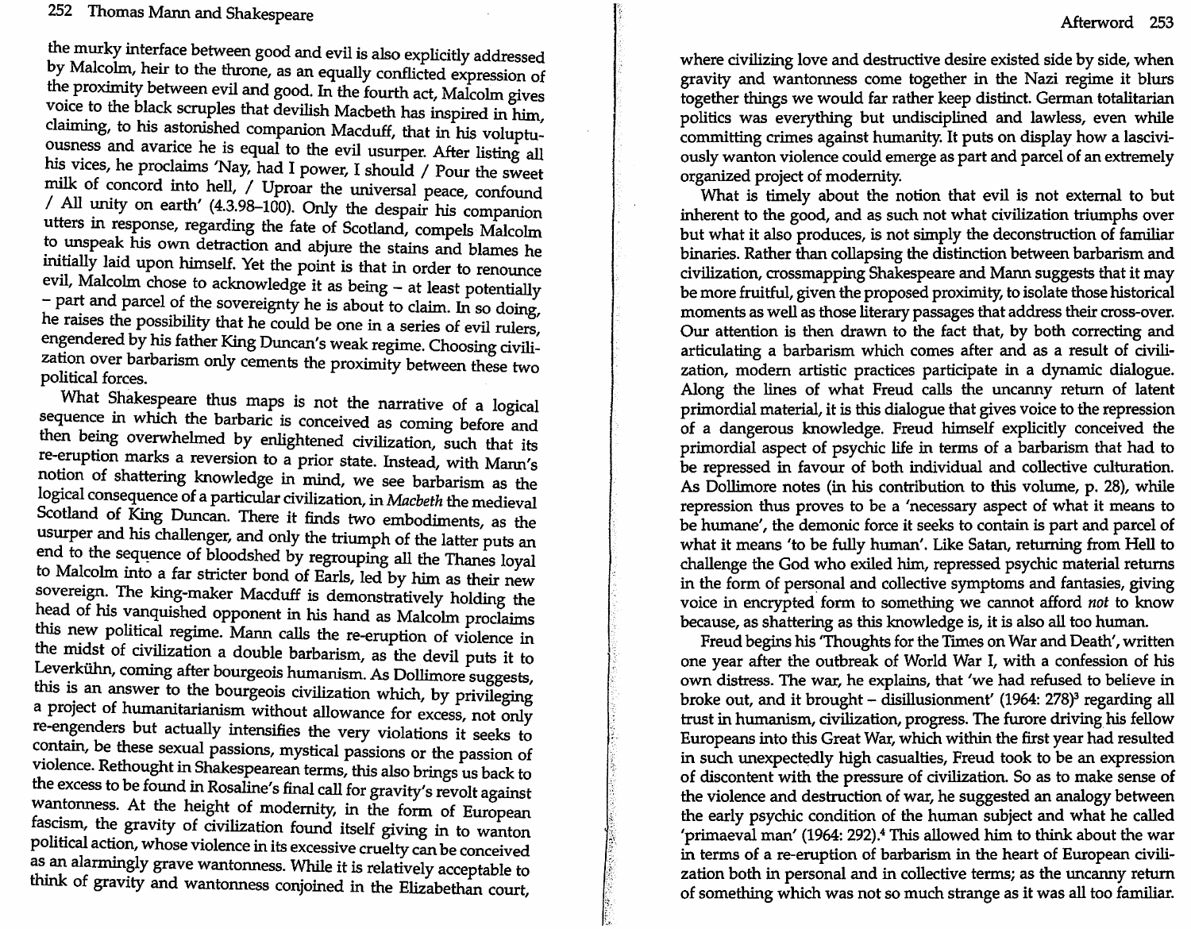the murky interface between good and evil is also explicitly addressed by Malcolm, heir to the throne, as an equally conflicted expression of the proximity between evil and good. In the fourth act, Malcolm gives voice to the black scruples that devilish Macbeth has inspired in him, claiming, to his astonished companion Macduff, that in his voluptuousness and avarice he is equal to the evil usurper. After listing all his vices, he proclaims 'Nay, had I power, I should / Pour the sweet milk of concord into hell, / Uproar the universal peace, confound / All unity on earth' (4.3.98–100). Only the despair his companion utters in response, regarding the fate of Scotland, compels Malcolm to unspeak his own detraction and abjure the stains and blames he initially laid upon himself. Yet the point is that in order to renounce evil, Malcolm chose to acknowledge it as being – at least potentially – part and parcel of the sovereignty he is about to claim. In so doing, he raises the possibility that he could be one in a series of evil rulers, engendered by his father King Duncan's weak regime. Choosing civilization over barbarism only cements the proximity between these two political forces.

What Shakespeare thus maps is not the narrative of a logical sequence in which the barbaric is conceived as coming before and then being overwhelmed by enlightened civilization, such that its re-eruption marks a reversion to a prior state. Instead, with Mann's notion of shattering knowledge in mind, we see barbarism as the logical consequence of a particular civilization, in *Macbeth* the medieval Scotland of King Duncan. There it finds two embodiments, as the usurper and his challenger, and only the triumph of the latter puts an end to the sequence of bloodshed by regrouping all the Thanes loyal to Malcolm into a far stricter bond of Earls, led by him as their new sovereign. The king-maker Macduff is demonstratively holding the head of his vanquished opponent in his hand as Malcolm proclaims this new political regime. Mann calls the re-eruption of violence in the midst of civilization a double barbarism, as the devil puts it to Leverkühn, coming after bourgeois humanism. As Dollimore suggests, this is an answer to the bourgeois civilization which, by privileging a project of humanitarianism without allowance for excess, not only re-engenders but actually intensifies the very violations it seeks to contain, be these sexual passions, mystical passions or the passion of violence. Rethought in Shakespearean terms, this also brings us back to the excess to be found in Rosaline's final call for gravity's revolt against wantonness. At the height of modernity, in the form of European fascism, the gravity of civilization found itself giving in to wanton political action, whose violence in its excessive cruelty can be conceived as an alarmingly grave wantonness. While it is relatively acceptable to think of gravity and wantonness conjoined in the Elizabethan court, where civilizing love and destructive desire existed side by side, when gravity and wantonness come together in the Nazi regime it blurs together things we would far rather keep distinct. German totalitarian politics was everything but undisciplined and lawless, even while committing crimes against humanity. It puts on display how a lasciviously wanton violence could emerge as part and parcel of an extremely organized project of modernity.

What is timely about the notion that evil is not external to but inherent to the good, and as such not what civilization triumphs over but what it also produces, is not simply the deconstruction of familiar binaries. Rather than collapsing the distinction between barbarism and civilization, crossmapping Shakespeare and Mann suggests that it may be more fruitful, given the proposed proximity, to isolate those historical moments as well as those literary passages that address their cross-over. Our attention is then drawn to the fact that, by both correcting and articulating a barbarism which comes after and as a result of civilization, modern artistic practices participate in a dynamic dialogue. Along the lines of what Freud calls the uncanny return of latent primordial material, it is this dialogue that gives voice to the repression of a dangerous knowledge. Freud himself explicitly conceived the primordial aspect of psychic life in terms of a barbarism that had to be repressed in favour of both individual and collective culturation. As Dollimore notes (in his contribution to this volume, p. 28), while repression thus proves to be a 'necessary aspect of what it means to be humane', the demonic force it seeks to contain is part and parcel of what it means 'to be fully human'. Like Satan, returning from Hell to challenge the God who exiled him, repressed psychic material returns in the form of personal and collective symptoms and fantasies, giving voice in encrypted form to something we cannot afford *not* to know because, as shattering as this knowledge is, it is also all too human.

Freud begins his 'Thoughts for the Times on War and Death', written one year after the outbreak of World War I, with a confession of his own distress. The war, he explains, that 'we had refused to believe in broke out, and it brought – disillusionment' (1964: 278)[3] regarding all trust in humanism, civilization, progress. The furore driving his fellow Europeans into this Great War, which within the first year had resulted in such unexpectedly high casualties, Freud took to be an expression of discontent with the pressure of civilization. So as to make sense of the violence and destruction of war, he suggested an analogy between the early psychic condition of the human subject and what he called 'primaeval man' (1964: 292).[4] This allowed him to think about the war in terms of a re-eruption of barbarism in the heart of European civilization both in personal and in collective terms; as the uncanny return of something which was not so much strange as it was all too familiar.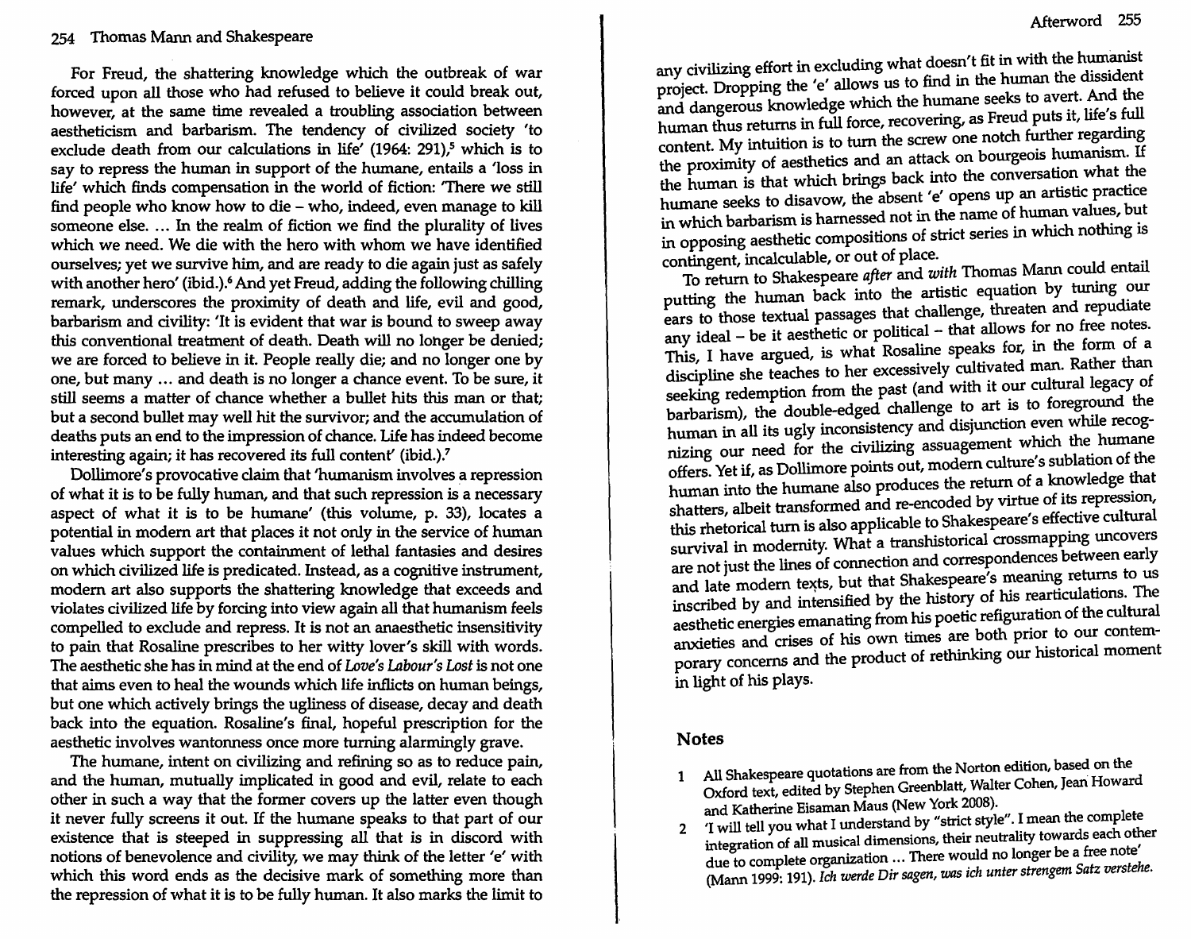For Freud, the shattering knowledge which the outbreak of war forced upon all those who had refused to believe it could break out, however, at the same time revealed a troubling association between aestheticism and barbarism. The tendency of civilized society 'to exclude death from our calculations in life' (1964: 291),[5] which is to say to repress the human in support of the humane, entails a 'loss in life' which finds compensation in the world of fiction: 'There we still find people who know how to die – who, indeed, even manage to kill someone else. ... In the realm of fiction we find the plurality of lives which we need. We die with the hero with whom we have identified ourselves; yet we survive him, and are ready to die again just as safely with another hero' (ibid.).[6] And yet Freud, adding the following chilling remark, underscores the proximity of death and life, evil and good, barbarism and civility: 'It is evident that war is bound to sweep away this conventional treatment of death. Death will no longer be denied; we are forced to believe in it. People really die; and no longer one by one, but many ... and death is no longer a chance event. To be sure, it still seems a matter of chance whether a bullet hits this man or that; but a second bullet may well hit the survivor; and the accumulation of deaths puts an end to the impression of chance. Life has indeed become interesting again; it has recovered its full content' (ibid.).[7]

Dollimore's provocative claim that 'humanism involves a repression of what it is to be fully human, and that such repression is a necessary aspect of what it is to be humane' (this volume, p. 33), locates a potential in modern art that places it not only in the service of human values which support the containment of lethal fantasies and desires on which civilized life is predicated. Instead, as a cognitive instrument, modern art also supports the shattering knowledge that exceeds and violates civilized life by forcing into view again all that humanism feels compelled to exclude and repress. It is not an anaesthetic insensitivity to pain that Rosaline prescribes to her witty lover's skill with words. The aesthetic she has in mind at the end of *Love's Labour's Lost* is not one that aims even to heal the wounds which life inflicts on human beings, but one which actively brings the ugliness of disease, decay and death back into the equation. Rosaline's final, hopeful prescription for the aesthetic involves wantonness once more turning alarmingly grave.

The humane, intent on civilizing and refining so as to reduce pain, and the human, mutually implicated in good and evil, relate to each other in such a way that the former covers up the latter even though it never fully screens it out. If the humane speaks to that part of our existence that is steeped in suppressing all that is in discord with notions of benevolence and civility, we may think of the letter 'e' with which this word ends as the decisive mark of something more than the repression of what it is to be fully human. It also marks the limit to any civilizing effort in excluding what doesn't fit in with the humanist project. Dropping the 'e' allows us to find in the human the dissident and dangerous knowledge which the humane seeks to avert. And the human thus returns in full force, recovering, as Freud puts it, life's full content. My intuition is to turn the screw one notch further regarding the proximity of aesthetics and an attack on bourgeois humanism. If the human is that which brings back into the conversation what the humane seeks to disavow, the absent 'e' opens up an artistic practice in which barbarism is harnessed not in the name of human values, but in opposing aesthetic compositions of strict series in which nothing is contingent, incalculable, or out of place.

To return to Shakespeare *after* and *with* Thomas Mann could entail putting the human back into the artistic equation by tuning our ears to those textual passages that challenge, threaten and repudiate any ideal – be it aesthetic or political – that allows for no free notes. This, I have argued, is what Rosaline speaks for, in the form of a discipline she teaches to her excessively cultivated man. Rather than seeking redemption from the past (and with it our cultural legacy of barbarism), the double-edged challenge to art is to foreground the human in all its ugly inconsistency and disjunction even while recognizing our need for the civilizing assuagement which the humane offers. Yet if, as Dollimore points out, modern culture's sublation of the human into the humane also produces the return of a knowledge that shatters, albeit transformed and re-encoded by virtue of its repression, this rhetorical turn is also applicable to Shakespeare's effective cultural survival in modernity. What a transhistorical crossmapping uncovers are not just the lines of connection and correspondences between early and late modern texts, but that Shakespeare's meaning returns to us inscribed by and intensified by the history of his rearticulations. The aesthetic energies emanating from his poetic refiguration of the cultural anxieties and crises of his own times are both prior to our contemporary concerns and the product of rethinking our historical moment in light of his plays.

## Notes

1. All Shakespeare quotations are from the Norton edition, based on the Oxford text, edited by Stephen Greenblatt, Walter Cohen, Jean Howard and Katherine Eisaman Maus (New York 2008).
2. 'I will tell you what I understand by "strict style". I mean the complete integration of all musical dimensions, their neutrality towards each other due to complete organization ... There would no longer be a free note' (Mann 1999: 191). *Ich werde Dir sagen, was ich unter strengem Satz verstehe.*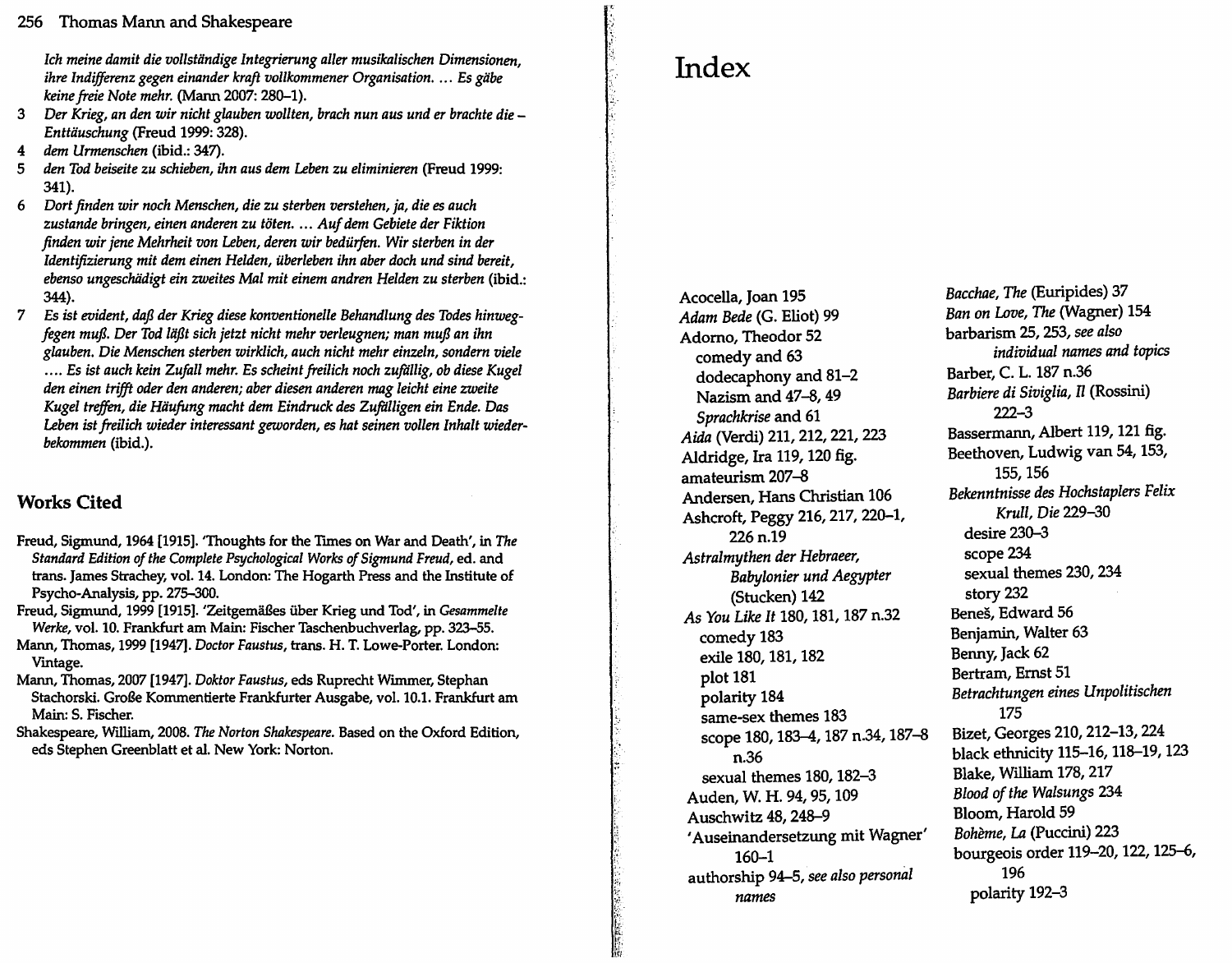*Ich meine damit die vollständige Integrierung aller musikalischen Dimensionen, ihre Indifferenz gegen einander kraft vollkommener Organisation. ... Es gäbe keine freie Note mehr.* (Mann 2007: 280–1).

3 *Der Krieg, an den wir nicht glauben wollten, brach nun aus und er brachte die – Enttäuschung* (Freud 1999: 328).
4 *dem Urmenschen* (ibid.: 347).
5 *den Tod beiseite zu schieben, ihn aus dem Leben zu eliminieren* (Freud 1999: 341).
6 *Dort finden wir noch Menschen, die zu sterben verstehen, ja, die es auch zustande bringen, einen anderen zu töten. ... Auf dem Gebiete der Fiktion finden wir jene Mehrheit von Leben, deren wir bedürfen. Wir sterben in der Identifizierung mit dem einen Helden, überleben ihn aber doch und sind bereit, ebenso ungeschädigt ein zweites Mal mit einem andren Helden zu sterben* (ibid.: 344).
7 *Es ist evident, daß der Krieg diese konventionelle Behandlung des Todes hinwegfegen muß. Der Tod läßt sich jetzt nicht mehr verleugnen; man muß an ihn glauben. Die Menschen sterben wirklich, auch nicht mehr einzeln, sondern viele .... Es ist auch kein Zufall mehr. Es scheint freilich noch zufällig, ob diese Kugel den einen trifft oder den anderen; aber diesen anderen mag leicht eine zweite Kugel treffen, die Häufung macht dem Eindruck des Zufälligen ein Ende. Das Leben ist freilich wieder interessant geworden, es hat seinen vollen Inhalt wiederbekommen* (ibid.).

## Works Cited

Freud, Sigmund, 1964 [1915]. 'Thoughts for the Times on War and Death', in *The Standard Edition of the Complete Psychological Works of Sigmund Freud*, ed. and trans. James Strachey, vol. 14. London: The Hogarth Press and the Institute of Psycho-Analysis, pp. 275–300.

Freud, Sigmund, 1999 [1915]. 'Zeitgemäßes über Krieg und Tod', in *Gesammelte Werke*, vol. 10. Frankfurt am Main: Fischer Taschenbuchverlag, pp. 323–55.

Mann, Thomas, 1999 [1947]. *Doctor Faustus*, trans. H. T. Lowe-Porter. London: Vintage.

Mann, Thomas, 2007 [1947]. *Doktor Faustus*, eds Ruprecht Wimmer, Stephan Stachorski. Große Kommentierte Frankfurter Ausgabe, vol. 10.1. Frankfurt am Main: S. Fischer.

Shakespeare, William, 2008. *The Norton Shakespeare*. Based on the Oxford Edition, eds Stephen Greenblatt et al. New York: Norton.

# Index

Acocella, Joan 195
*Adam Bede* (G. Eliot) 99
Adorno, Theodor 52
  comedy and 63
  dodecaphony and 81–2
  Nazism and 47–8, 49
  *Sprachkrise* and 61
*Aida* (Verdi) 211, 212, 221, 223
Aldridge, Ira 119, 120 fig.
amateurism 207–8
Andersen, Hans Christian 106
Ashcroft, Peggy 216, 217, 220–1, 226 n.19
*Astralmythen der Hebraeer, Babylonier und Aegypter* (Stucken) 142
*As You Like It* 180, 181, 187 n.32
  comedy 183
  exile 180, 181, 182
  plot 181
  polarity 184
  same-sex themes 183
  scope 180, 183–4, 187 n.34, 187–8 n.36
  sexual themes 180, 182–3
Auden, W. H. 94, 95, 109
Auschwitz 48, 248–9
'Auseinandersetzung mit Wagner' 160–1
authorship 94–5, *see also personal names*
*Bacchae, The* (Euripides) 37
*Ban on Love, The* (Wagner) 154
barbarism 25, 253, *see also individual names and topics*
Barber, C. L. 187 n.36
*Barbiere di Siviglia, Il* (Rossini) 222–3
Bassermann, Albert 119, 121 fig.
Beethoven, Ludwig van 54, 153, 155, 156
*Bekenntnisse des Hochstaplers Felix Krull, Die* 229–30
  desire 230–3
  scope 234
  sexual themes 230, 234
  story 232
Beneš, Edward 56
Benjamin, Walter 63
Benny, Jack 62
Bertram, Ernst 51
*Betrachtungen eines Unpolitischen* 175
Bizet, Georges 210, 212–13, 224
black ethnicity 115–16, 118–19, 123
Blake, William 178, 217
*Blood of the Walsungs* 234
Bloom, Harold 59
*Bohème, La* (Puccini) 223
bourgeois order 119–20, 122, 125–6, 196
  polarity 192–3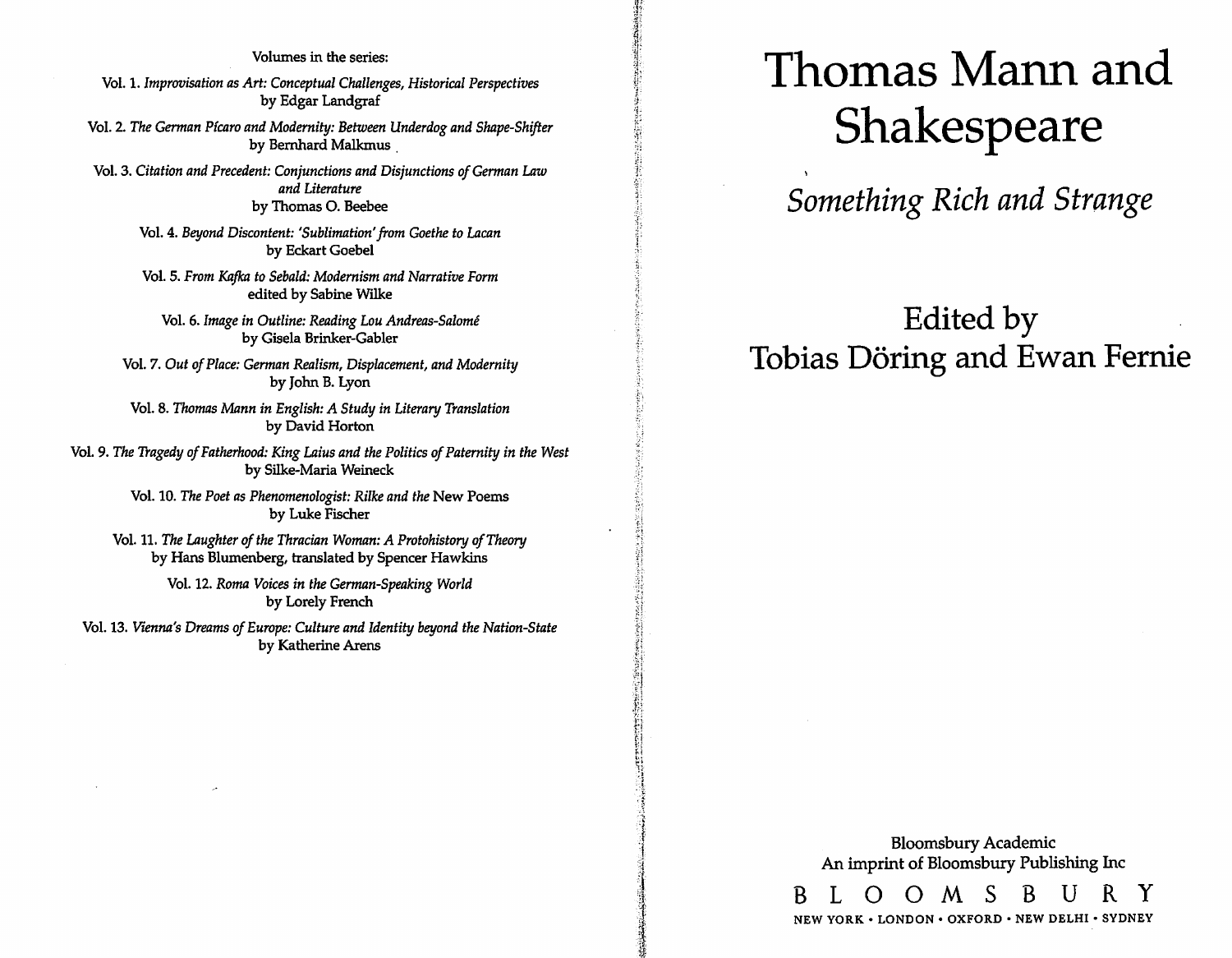Volumes in the series:

Vol. 1. *Improvisation as Art: Conceptual Challenges, Historical Perspectives*
by Edgar Landgraf

Vol. 2. *The German Pícaro and Modernity: Between Underdog and Shape-Shifter*
by Bernhard Malkmus

Vol. 3. *Citation and Precedent: Conjunctions and Disjunctions of German Law and Literature*
by Thomas O. Beebee

Vol. 4. *Beyond Discontent: 'Sublimation' from Goethe to Lacan*
by Eckart Goebel

Vol. 5. *From Kafka to Sebald: Modernism and Narrative Form*
edited by Sabine Wilke

Vol. 6. *Image in Outline: Reading Lou Andreas-Salomé*
by Gisela Brinker-Gabler

Vol. 7. *Out of Place: German Realism, Displacement, and Modernity*
by John B. Lyon

Vol. 8. *Thomas Mann in English: A Study in Literary Translation*
by David Horton

Vol. 9. *The Tragedy of Fatherhood: King Laius and the Politics of Paternity in the West*
by Silke-Maria Weineck

Vol. 10. *The Poet as Phenomenologist: Rilke and the* New Poems
by Luke Fischer

Vol. 11. *The Laughter of the Thracian Woman: A Protohistory of Theory*
by Hans Blumenberg, translated by Spencer Hawkins

Vol. 12. *Roma Voices in the German-Speaking World*
by Lorely French

Vol. 13. *Vienna's Dreams of Europe: Culture and Identity beyond the Nation-State*
by Katherine Arens

# Thomas Mann and Shakespeare

## *Something Rich and Strange*

## Edited by
## Tobias Döring and Ewan Fernie

Bloomsbury Academic
An imprint of Bloomsbury Publishing Inc

BLOOMSBURY

NEW YORK • LONDON • OXFORD • NEW DELHI • SYDNEY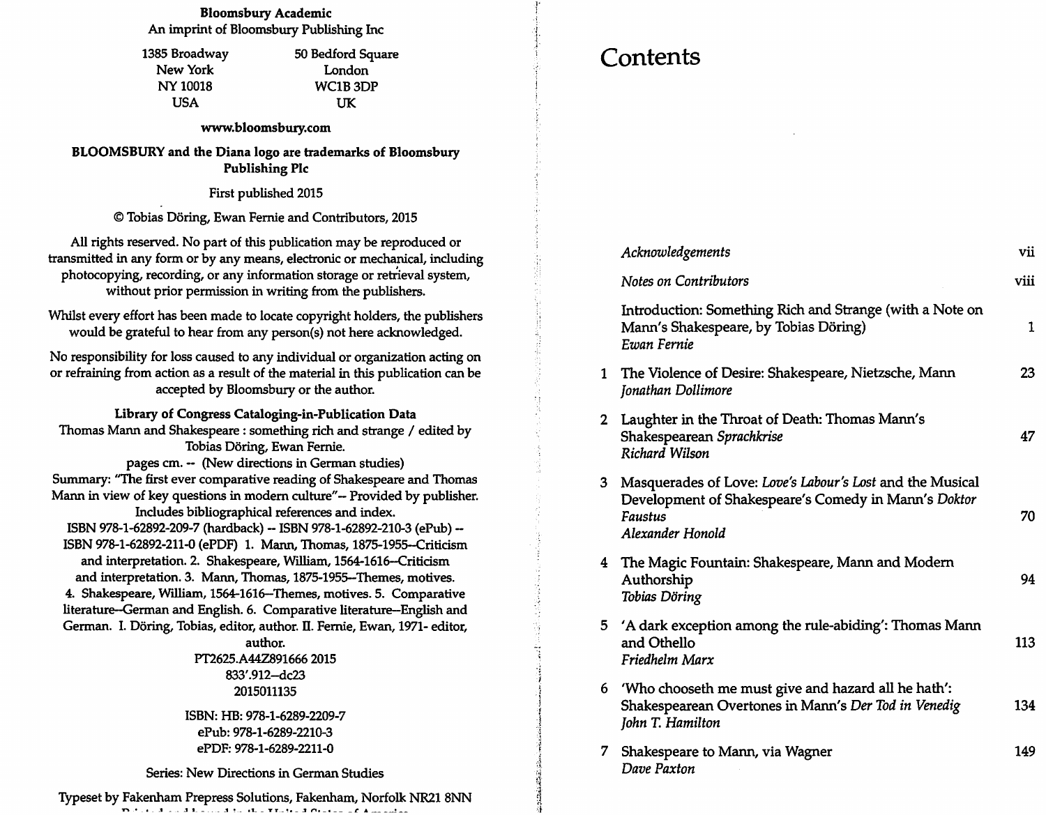**Bloomsbury Academic**
An imprint of Bloomsbury Publishing Inc

1385 Broadway
New York
NY 10018
USA

50 Bedford Square
London
WC1B 3DP
UK

**www.bloomsbury.com**

**BLOOMSBURY and the Diana logo are trademarks of Bloomsbury Publishing Plc**

First published 2015

© Tobias Döring, Ewan Fernie and Contributors, 2015

All rights reserved. No part of this publication may be reproduced or transmitted in any form or by any means, electronic or mechanical, including photocopying, recording, or any information storage or retrieval system, without prior permission in writing from the publishers.

Whilst every effort has been made to locate copyright holders, the publishers would be grateful to hear from any person(s) not here acknowledged.

No responsibility for loss caused to any individual or organization acting on or refraining from action as a result of the material in this publication can be accepted by Bloomsbury or the author.

**Library of Congress Cataloging-in-Publication Data**
Thomas Mann and Shakespeare : something rich and strange / edited by Tobias Döring, Ewan Fernie.
pages cm. -- (New directions in German studies)
Summary: "The first ever comparative reading of Shakespeare and Thomas Mann in view of key questions in modern culture"-- Provided by publisher.
Includes bibliographical references and index.
ISBN 978-1-62892-209-7 (hardback) -- ISBN 978-1-62892-210-3 (ePub) -- ISBN 978-1-62892-211-0 (ePDF) 1. Mann, Thomas, 1875-1955--Criticism and interpretation. 2. Shakespeare, William, 1564-1616--Criticism and interpretation. 3. Mann, Thomas, 1875-1955--Themes, motives. 4. Shakespeare, William, 1564-1616--Themes, motives. 5. Comparative literature--German and English. 6. Comparative literature--English and German. I. Döring, Tobias, editor, author. II. Fernie, Ewan, 1971- editor, author.
PT2625.A44Z891666 2015
833'.912--dc23
2015011135

ISBN: HB: 978-1-6289-2209-7
ePub: 978-1-6289-2210-3
ePDF: 978-1-6289-2211-0

Series: New Directions in German Studies

Typeset by Fakenham Prepress Solutions, Fakenham, Norfolk NR21 8NN

# Contents

| | | |
|---|---|---|
| | *Acknowledgements* | vii |
| | *Notes on Contributors* | viii |
| | Introduction: Something Rich and Strange (with a Note on Mann's Shakespeare, by Tobias Döring) *Ewan Fernie* | 1 |
| 1 | The Violence of Desire: Shakespeare, Nietzsche, Mann *Jonathan Dollimore* | 23 |
| 2 | Laughter in the Throat of Death: Thomas Mann's Shakespearean *Sprachkrise* *Richard Wilson* | 47 |
| 3 | Masquerades of Love: *Love's Labour's Lost* and the Musical Development of Shakespeare's Comedy in Mann's *Doktor Faustus* *Alexander Honold* | 70 |
| 4 | The Magic Fountain: Shakespeare, Mann and Modern Authorship *Tobias Döring* | 94 |
| 5 | 'A dark exception among the rule-abiding': Thomas Mann and Othello *Friedhelm Marx* | 113 |
| 6 | 'Who chooseth me must give and hazard all he hath': Shakespearean Overtones in Mann's *Der Tod in Venedig* *John T. Hamilton* | 134 |
| 7 | Shakespeare to Mann, via Wagner *Dave Paxton* | 149 |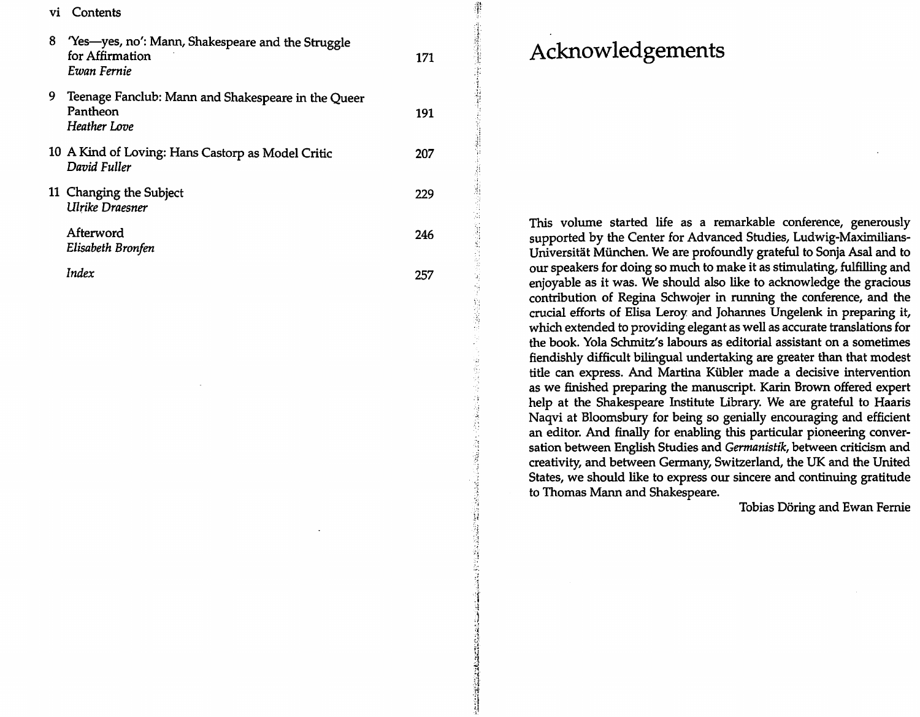| | | |
|---|---|---|
| 8 | 'Yes—yes, no': Mann, Shakespeare and the Struggle for Affirmation<br>*Ewan Fernie* | 171 |
| 9 | Teenage Fanclub: Mann and Shakespeare in the Queer Pantheon<br>*Heather Love* | 191 |
| 10 | A Kind of Loving: Hans Castorp as Model Critic<br>*David Fuller* | 207 |
| 11 | Changing the Subject<br>*Ulrike Draesner* | 229 |
| | Afterword<br>*Elisabeth Bronfen* | 246 |
| | *Index* | 257 |

# Acknowledgements

This volume started life as a remarkable conference, generously supported by the Center for Advanced Studies, Ludwig-Maximilians-Universität München. We are profoundly grateful to Sonja Asal and to our speakers for doing so much to make it as stimulating, fulfilling and enjoyable as it was. We should also like to acknowledge the gracious contribution of Regina Schwojer in running the conference, and the crucial efforts of Elisa Leroy and Johannes Ungelenk in preparing it, which extended to providing elegant as well as accurate translations for the book. Yola Schmitz's labours as editorial assistant on a sometimes fiendishly difficult bilingual undertaking are greater than that modest title can express. And Martina Kübler made a decisive intervention as we finished preparing the manuscript. Karin Brown offered expert help at the Shakespeare Institute Library. We are grateful to Haaris Naqvi at Bloomsbury for being so genially encouraging and efficient an editor. And finally for enabling this particular pioneering conversation between English Studies and *Germanistik*, between criticism and creativity, and between Germany, Switzerland, the UK and the United States, we should like to express our sincere and continuing gratitude to Thomas Mann and Shakespeare.

Tobias Döring and Ewan Fernie